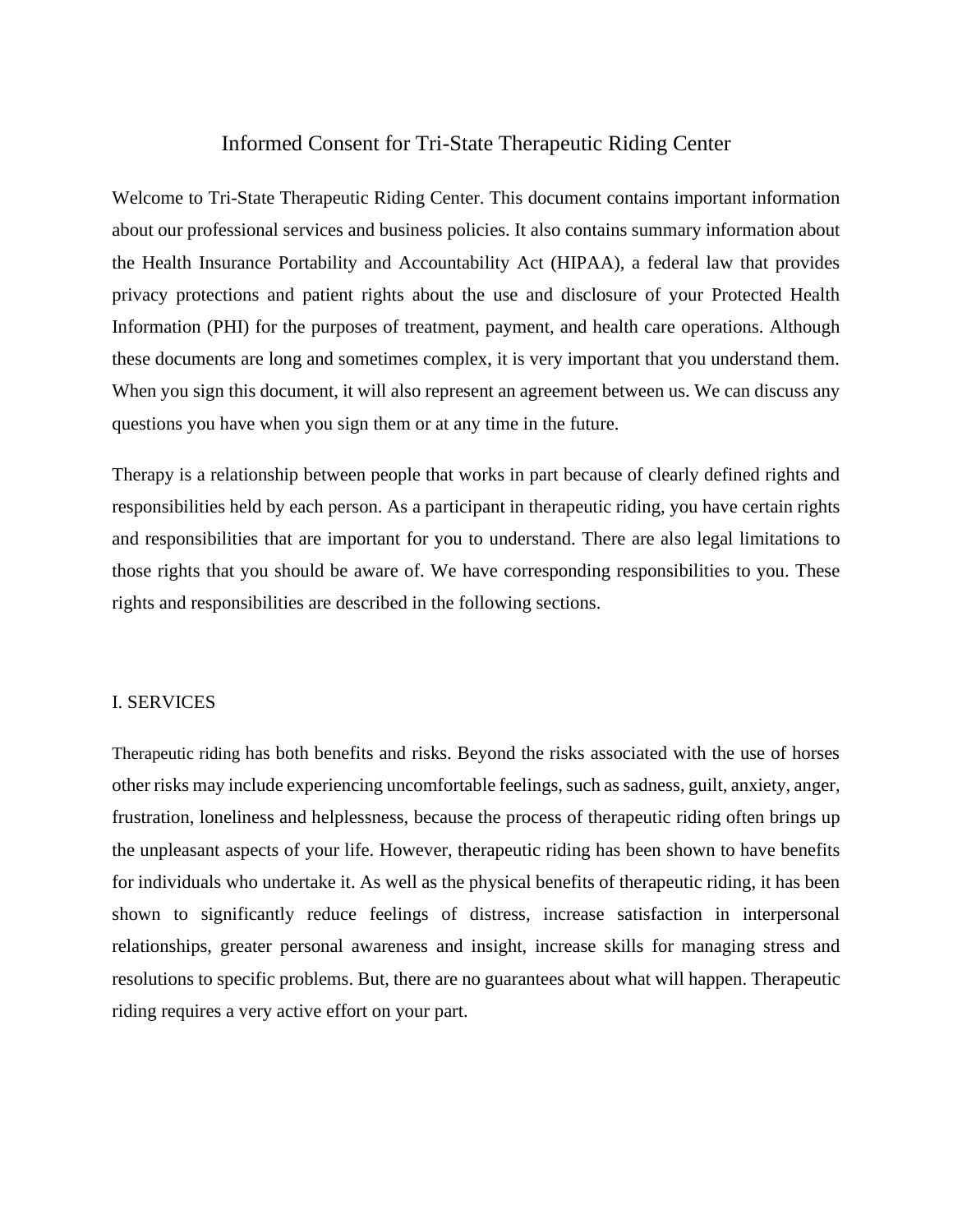# Informed Consent for Tri-State Therapeutic Riding Center

Welcome to Tri-State Therapeutic Riding Center. This document contains important information about our professional services and business policies. It also contains summary information about the Health Insurance Portability and Accountability Act (HIPAA), a federal law that provides privacy protections and patient rights about the use and disclosure of your Protected Health Information (PHI) for the purposes of treatment, payment, and health care operations. Although these documents are long and sometimes complex, it is very important that you understand them. When you sign this document, it will also represent an agreement between us. We can discuss any questions you have when you sign them or at any time in the future.

Therapy is a relationship between people that works in part because of clearly defined rights and responsibilities held by each person. As a participant in therapeutic riding, you have certain rights and responsibilities that are important for you to understand. There are also legal limitations to those rights that you should be aware of. We have corresponding responsibilities to you. These rights and responsibilities are described in the following sections.

## I. SERVICES

Therapeutic riding has both benefits and risks. Beyond the risks associated with the use of horses other risks may include experiencing uncomfortable feelings, such as sadness, guilt, anxiety, anger, frustration, loneliness and helplessness, because the process of therapeutic riding often brings up the unpleasant aspects of your life. However, therapeutic riding has been shown to have benefits for individuals who undertake it. As well as the physical benefits of therapeutic riding, it has been shown to significantly reduce feelings of distress, increase satisfaction in interpersonal relationships, greater personal awareness and insight, increase skills for managing stress and resolutions to specific problems. But, there are no guarantees about what will happen. Therapeutic riding requires a very active effort on your part.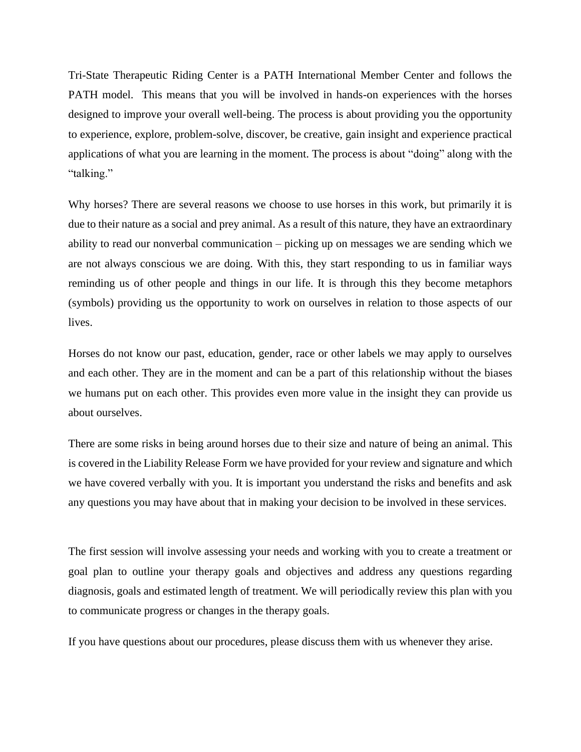Tri-State Therapeutic Riding Center is a PATH International Member Center and follows the PATH model. This means that you will be involved in hands-on experiences with the horses designed to improve your overall well-being. The process is about providing you the opportunity to experience, explore, problem-solve, discover, be creative, gain insight and experience practical applications of what you are learning in the moment. The process is about "doing" along with the "talking."

Why horses? There are several reasons we choose to use horses in this work, but primarily it is due to their nature as a social and prey animal. As a result of this nature, they have an extraordinary ability to read our nonverbal communication – picking up on messages we are sending which we are not always conscious we are doing. With this, they start responding to us in familiar ways reminding us of other people and things in our life. It is through this they become metaphors (symbols) providing us the opportunity to work on ourselves in relation to those aspects of our lives.

Horses do not know our past, education, gender, race or other labels we may apply to ourselves and each other. They are in the moment and can be a part of this relationship without the biases we humans put on each other. This provides even more value in the insight they can provide us about ourselves.

There are some risks in being around horses due to their size and nature of being an animal. This is covered in the Liability Release Form we have provided for your review and signature and which we have covered verbally with you. It is important you understand the risks and benefits and ask any questions you may have about that in making your decision to be involved in these services.

The first session will involve assessing your needs and working with you to create a treatment or goal plan to outline your therapy goals and objectives and address any questions regarding diagnosis, goals and estimated length of treatment. We will periodically review this plan with you to communicate progress or changes in the therapy goals.

If you have questions about our procedures, please discuss them with us whenever they arise.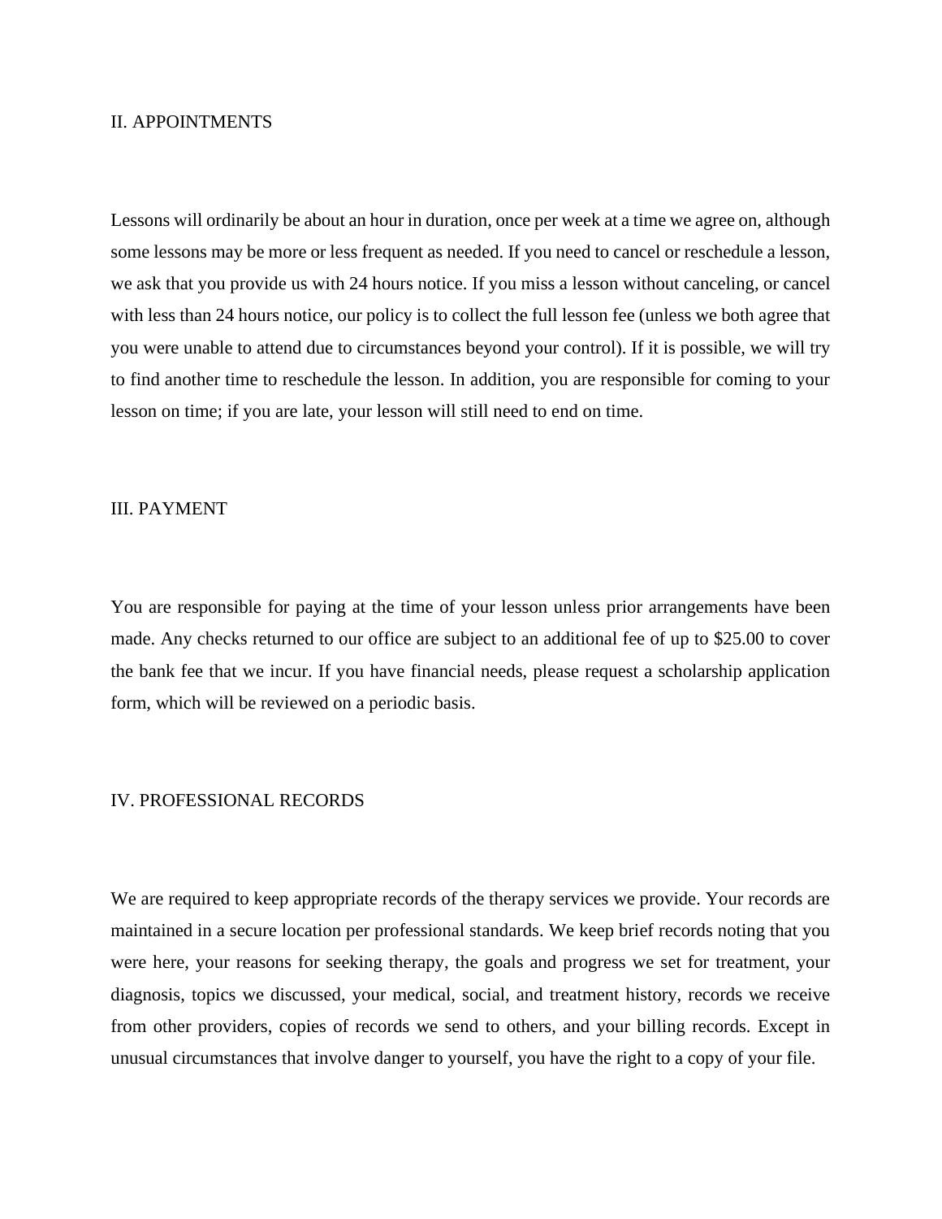## II. APPOINTMENTS

Lessons will ordinarily be about an hour in duration, once per week at a time we agree on, although some lessons may be more or less frequent as needed. If you need to cancel or reschedule a lesson, we ask that you provide us with 24 hours notice. If you miss a lesson without canceling, or cancel with less than 24 hours notice, our policy is to collect the full lesson fee (unless we both agree that you were unable to attend due to circumstances beyond your control). If it is possible, we will try to find another time to reschedule the lesson. In addition, you are responsible for coming to your lesson on time; if you are late, your lesson will still need to end on time.

## III. PAYMENT

You are responsible for paying at the time of your lesson unless prior arrangements have been made. Any checks returned to our office are subject to an additional fee of up to $25.00 to cover the bank fee that we incur. If you have financial needs, please request a scholarship application form, which will be reviewed on a periodic basis.

## IV. PROFESSIONAL RECORDS

We are required to keep appropriate records of the therapy services we provide. Your records are maintained in a secure location per professional standards. We keep brief records noting that you were here, your reasons for seeking therapy, the goals and progress we set for treatment, your diagnosis, topics we discussed, your medical, social, and treatment history, records we receive from other providers, copies of records we send to others, and your billing records. Except in unusual circumstances that involve danger to yourself, you have the right to a copy of your file.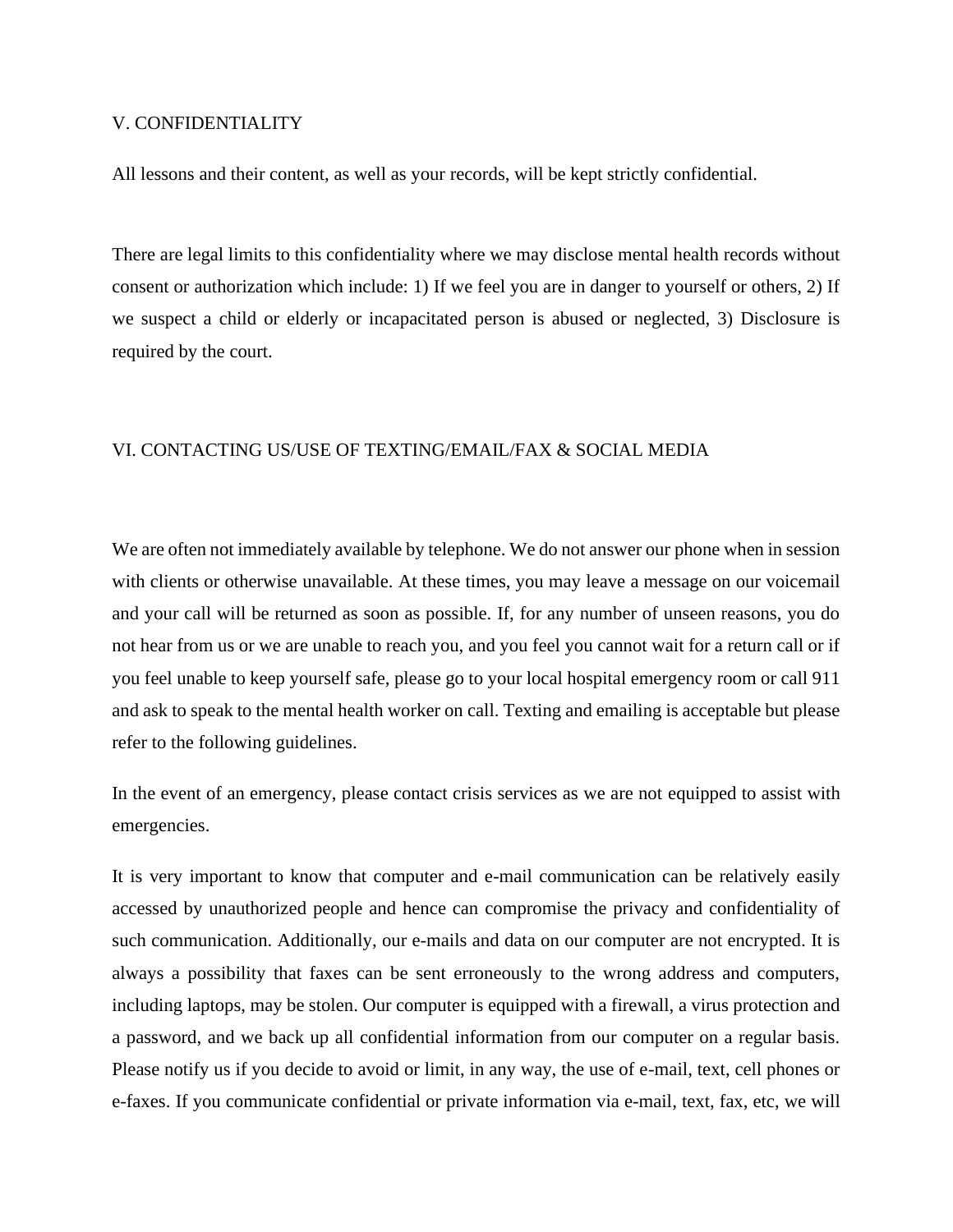## V. CONFIDENTIALITY

All lessons and their content, as well as your records, will be kept strictly confidential.

There are legal limits to this confidentiality where we may disclose mental health records without consent or authorization which include: 1) If we feel you are in danger to yourself or others, 2) If we suspect a child or elderly or incapacitated person is abused or neglected, 3) Disclosure is required by the court.

## VI. CONTACTING US/USE OF TEXTING/EMAIL/FAX & SOCIAL MEDIA

We are often not immediately available by telephone. We do not answer our phone when in session with clients or otherwise unavailable. At these times, you may leave a message on our voicemail and your call will be returned as soon as possible. If, for any number of unseen reasons, you do not hear from us or we are unable to reach you, and you feel you cannot wait for a return call or if you feel unable to keep yourself safe, please go to your local hospital emergency room or call 911 and ask to speak to the mental health worker on call. Texting and emailing is acceptable but please refer to the following guidelines.

In the event of an emergency, please contact crisis services as we are not equipped to assist with emergencies.

It is very important to know that computer and e-mail communication can be relatively easily accessed by unauthorized people and hence can compromise the privacy and confidentiality of such communication. Additionally, our e-mails and data on our computer are not encrypted. It is always a possibility that faxes can be sent erroneously to the wrong address and computers, including laptops, may be stolen. Our computer is equipped with a firewall, a virus protection and a password, and we back up all confidential information from our computer on a regular basis. Please notify us if you decide to avoid or limit, in any way, the use of e-mail, text, cell phones or e-faxes. If you communicate confidential or private information via e-mail, text, fax, etc, we will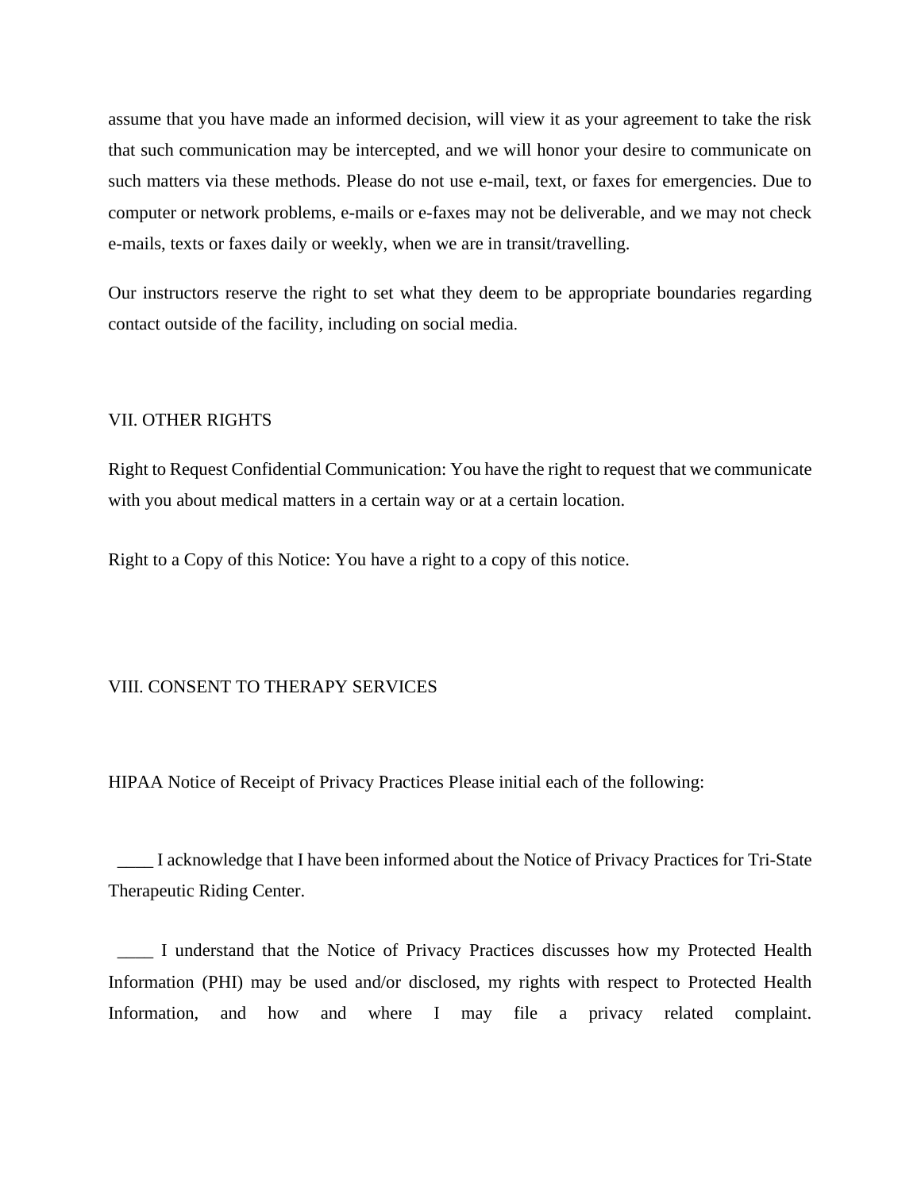assume that you have made an informed decision, will view it as your agreement to take the risk that such communication may be intercepted, and we will honor your desire to communicate on such matters via these methods. Please do not use e-mail, text, or faxes for emergencies. Due to computer or network problems, e-mails or e-faxes may not be deliverable, and we may not check e-mails, texts or faxes daily or weekly, when we are in transit/travelling.

Our instructors reserve the right to set what they deem to be appropriate boundaries regarding contact outside of the facility, including on social media.

## VII. OTHER RIGHTS

Right to Request Confidential Communication: You have the right to request that we communicate with you about medical matters in a certain way or at a certain location.

Right to a Copy of this Notice: You have a right to a copy of this notice.

## VIII. CONSENT TO THERAPY SERVICES

HIPAA Notice of Receipt of Privacy Practices Please initial each of the following:

____ I acknowledge that I have been informed about the Notice of Privacy Practices for Tri-State Therapeutic Riding Center.

____ I understand that the Notice of Privacy Practices discusses how my Protected Health Information (PHI) may be used and/or disclosed, my rights with respect to Protected Health Information, and how and where I may file a privacy related complaint.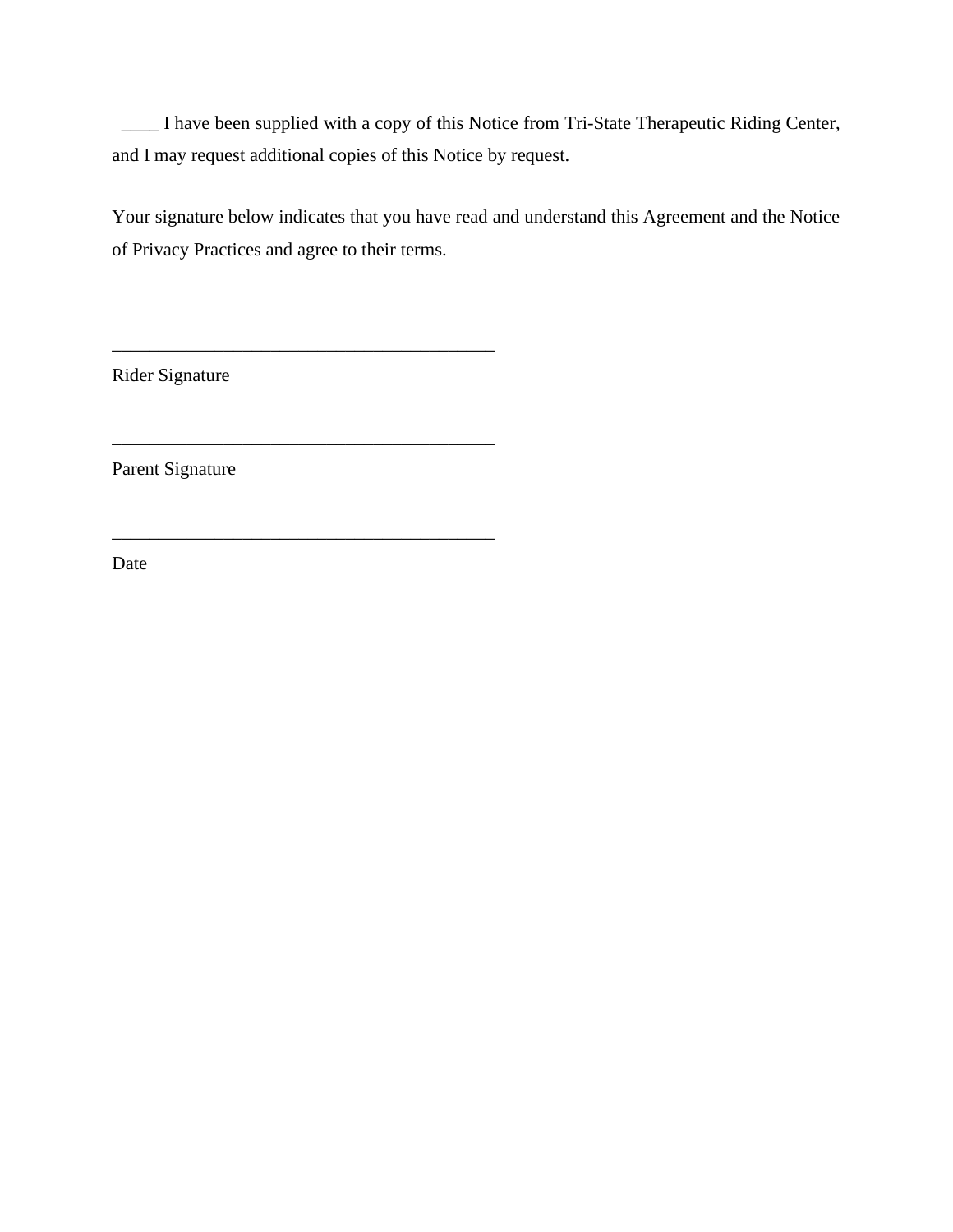____ I have been supplied with a copy of this Notice from Tri-State Therapeutic Riding Center, and I may request additional copies of this Notice by request.

Your signature below indicates that you have read and understand this Agreement and the Notice of Privacy Practices and agree to their terms.

__________________________________________

Rider Signature

__________________________________________

Parent Signature

__________________________________________

Date